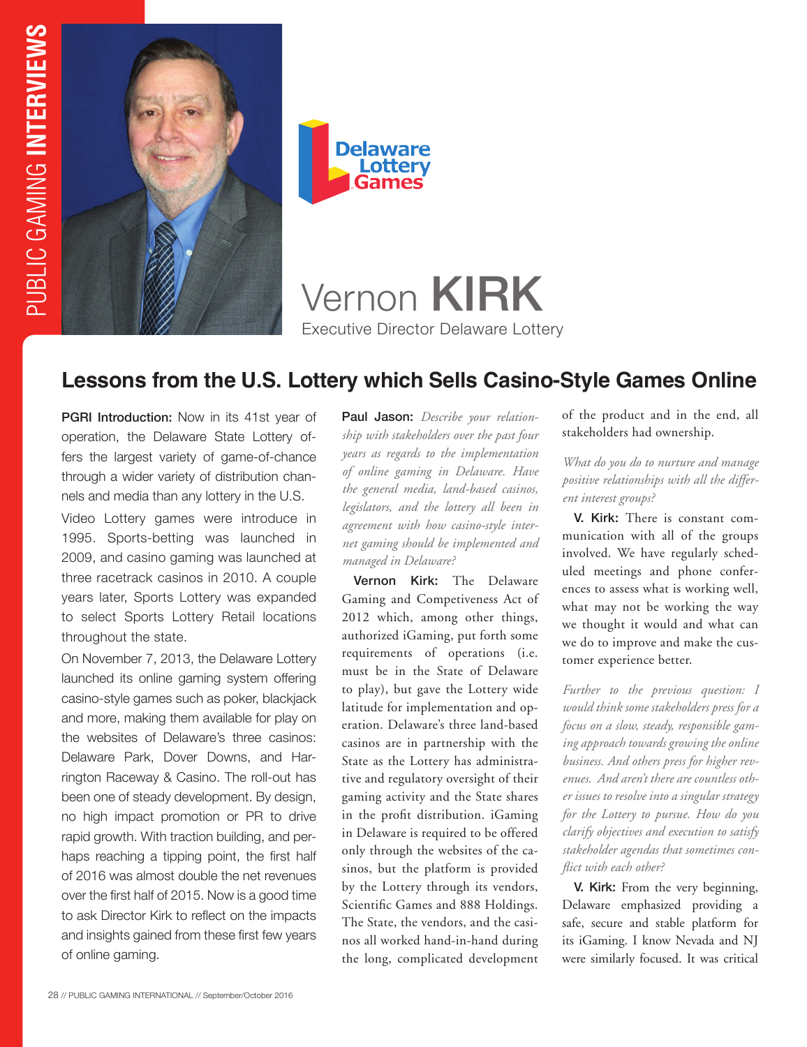# Vernon KIRK

Executive Director Delaware Lottery

## Lessons from the U.S. Lottery which Sells Casino-Style Games Online

**PGRI Introduction:** Now in its 41st year of operation, the Delaware State Lottery offers the largest variety of game-of-chance through a wider variety of distribution channels and media than any lottery in the U.S.

Video Lottery games were introduce in 1995. Sports-betting was launched in 2009, and casino gaming was launched at three racetrack casinos in 2010. A couple years later, Sports Lottery was expanded to select Sports Lottery Retail locations throughout the state.

On November 7, 2013, the Delaware Lottery launched its online gaming system offering casino-style games such as poker, blackjack and more, making them available for play on the websites of Delaware's three casinos: Delaware Park, Dover Downs, and Harrington Raceway & Casino. The roll-out has been one of steady development. By design, no high impact promotion or PR to drive rapid growth. With traction building, and perhaps reaching a tipping point, the first half of 2016 was almost double the net revenues over the first half of 2015. Now is a good time to ask Director Kirk to reflect on the impacts and insights gained from these first few years of online gaming.

**Paul Jason:** *Describe your relationship with stakeholders over the past four years as regards to the implementation of online gaming in Delaware. Have the general media, land-based casinos, legislators, and the lottery all been in agreement with how casino-style internet gaming should be implemented and managed in Delaware?*

**Vernon Kirk:** The Delaware Gaming and Competiveness Act of 2012 which, among other things, authorized iGaming, put forth some requirements of operations (i.e. must be in the State of Delaware to play), but gave the Lottery wide latitude for implementation and operation. Delaware's three land-based casinos are in partnership with the State as the Lottery has administrative and regulatory oversight of their gaming activity and the State shares in the profit distribution. iGaming in Delaware is required to be offered only through the websites of the casinos, but the platform is provided by the Lottery through its vendors, Scientific Games and 888 Holdings. The State, the vendors, and the casinos all worked hand-in-hand during the long, complicated development of the product and in the end, all stakeholders had ownership.

*What do you do to nurture and manage positive relationships with all the different interest groups?*

**V. Kirk:** There is constant communication with all of the groups involved. We have regularly scheduled meetings and phone conferences to assess what is working well, what may not be working the way we thought it would and what can we do to improve and make the customer experience better.

*Further to the previous question: I would think some stakeholders press for a focus on a slow, steady, responsible gaming approach towards growing the online business. And others press for higher revenues. And aren't there are countless other issues to resolve into a singular strategy for the Lottery to pursue. How do you clarify objectives and execution to satisfy stakeholder agendas that sometimes conflict with each other?*

**V. Kirk:** From the very beginning, Delaware emphasized providing a safe, secure and stable platform for its iGaming. I know Nevada and NJ were similarly focused. It was critical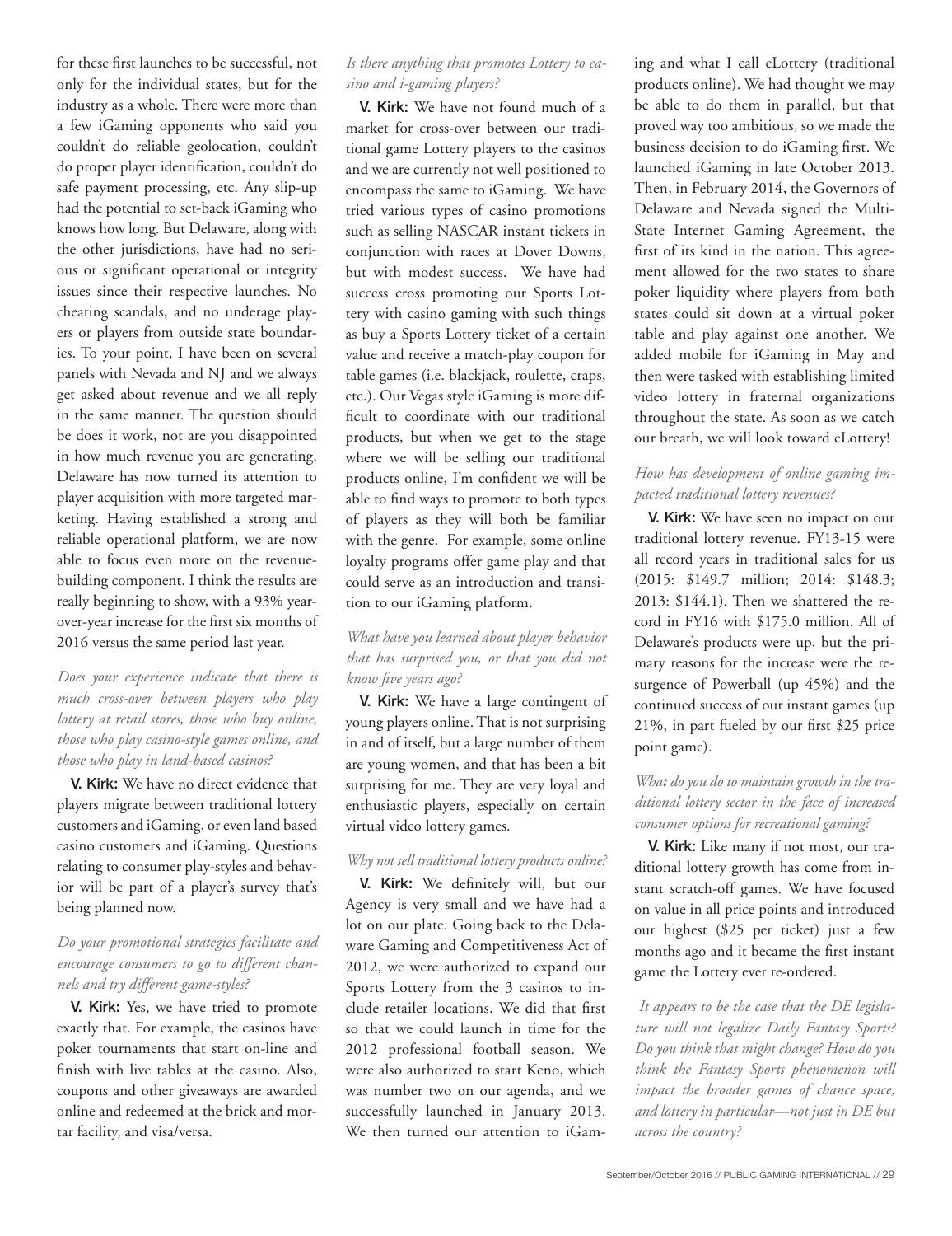for these first launches to be successful, not only for the individual states, but for the industry as a whole. There were more than a few iGaming opponents who said you couldn't do reliable geolocation, couldn't do proper player identification, couldn't do safe payment processing, etc. Any slip-up had the potential to set-back iGaming who knows how long. But Delaware, along with the other jurisdictions, have had no serious or significant operational or integrity issues since their respective launches. No cheating scandals, and no underage players or players from outside state boundaries. To your point, I have been on several panels with Nevada and NJ and we always get asked about revenue and we all reply in the same manner. The question should be does it work, not are you disappointed in how much revenue you are generating. Delaware has now turned its attention to player acquisition with more targeted marketing. Having established a strong and reliable operational platform, we are now able to focus even more on the revenue-building component. I think the results are really beginning to show, with a 93% year-over-year increase for the first six months of 2016 versus the same period last year.

*Does your experience indicate that there is much cross-over between players who play lottery at retail stores, those who buy online, those who play casino-style games online, and those who play in land-based casinos?*

**V. Kirk:** We have no direct evidence that players migrate between traditional lottery customers and iGaming, or even land based casino customers and iGaming. Questions relating to consumer play-styles and behavior will be part of a player's survey that's being planned now.

*Do your promotional strategies facilitate and encourage consumers to go to different channels and try different game-styles?*

**V. Kirk:** Yes, we have tried to promote exactly that. For example, the casinos have poker tournaments that start on-line and finish with live tables at the casino. Also, coupons and other giveaways are awarded online and redeemed at the brick and mortar facility, and visa/versa.

*Is there anything that promotes Lottery to casino and i-gaming players?*

**V. Kirk:** We have not found much of a market for cross-over between our traditional game Lottery players to the casinos and we are currently not well positioned to encompass the same to iGaming. We have tried various types of casino promotions such as selling NASCAR instant tickets in conjunction with races at Dover Downs, but with modest success. We have had success cross promoting our Sports Lottery with casino gaming with such things as buy a Sports Lottery ticket of a certain value and receive a match-play coupon for table games (i.e. blackjack, roulette, craps, etc.). Our Vegas style iGaming is more difficult to coordinate with our traditional products, but when we get to the stage where we will be selling our traditional products online, I'm confident we will be able to find ways to promote to both types of players as they will both be familiar with the genre. For example, some online loyalty programs offer game play and that could serve as an introduction and transition to our iGaming platform.

*What have you learned about player behavior that has surprised you, or that you did not know five years ago?*

**V. Kirk:** We have a large contingent of young players online. That is not surprising in and of itself, but a large number of them are young women, and that has been a bit surprising for me. They are very loyal and enthusiastic players, especially on certain virtual video lottery games.

*Why not sell traditional lottery products online?*

**V. Kirk:** We definitely will, but our Agency is very small and we have had a lot on our plate. Going back to the Delaware Gaming and Competitiveness Act of 2012, we were authorized to expand our Sports Lottery from the 3 casinos to include retailer locations. We did that first so that we could launch in time for the 2012 professional football season. We were also authorized to start Keno, which was number two on our agenda, and we successfully launched in January 2013. We then turned our attention to iGaming and what I call eLottery (traditional products online). We had thought we may be able to do them in parallel, but that proved way too ambitious, so we made the business decision to do iGaming first. We launched iGaming in late October 2013. Then, in February 2014, the Governors of Delaware and Nevada signed the Multi-State Internet Gaming Agreement, the first of its kind in the nation. This agreement allowed for the two states to share poker liquidity where players from both states could sit down at a virtual poker table and play against one another. We added mobile for iGaming in May and then were tasked with establishing limited video lottery in fraternal organizations throughout the state. As soon as we catch our breath, we will look toward eLottery!

*How has development of online gaming impacted traditional lottery revenues?*

**V. Kirk:** We have seen no impact on our traditional lottery revenue. FY13-15 were all record years in traditional sales for us (2015: $149.7 million; 2014: $148.3; 2013: $144.1). Then we shattered the record in FY16 with $175.0 million. All of Delaware's products were up, but the primary reasons for the increase were the resurgence of Powerball (up 45%) and the continued success of our instant games (up 21%, in part fueled by our first $25 price point game).

*What do you do to maintain growth in the traditional lottery sector in the face of increased consumer options for recreational gaming?*

**V. Kirk:** Like many if not most, our traditional lottery growth has come from instant scratch-off games. We have focused on value in all price points and introduced our highest ($25 per ticket) just a few months ago and it became the first instant game the Lottery ever re-ordered.

*It appears to be the case that the DE legislature will not legalize Daily Fantasy Sports? Do you think that might change? How do you think the Fantasy Sports phenomenon will impact the broader games of chance space, and lottery in particular—not just in DE but across the country?*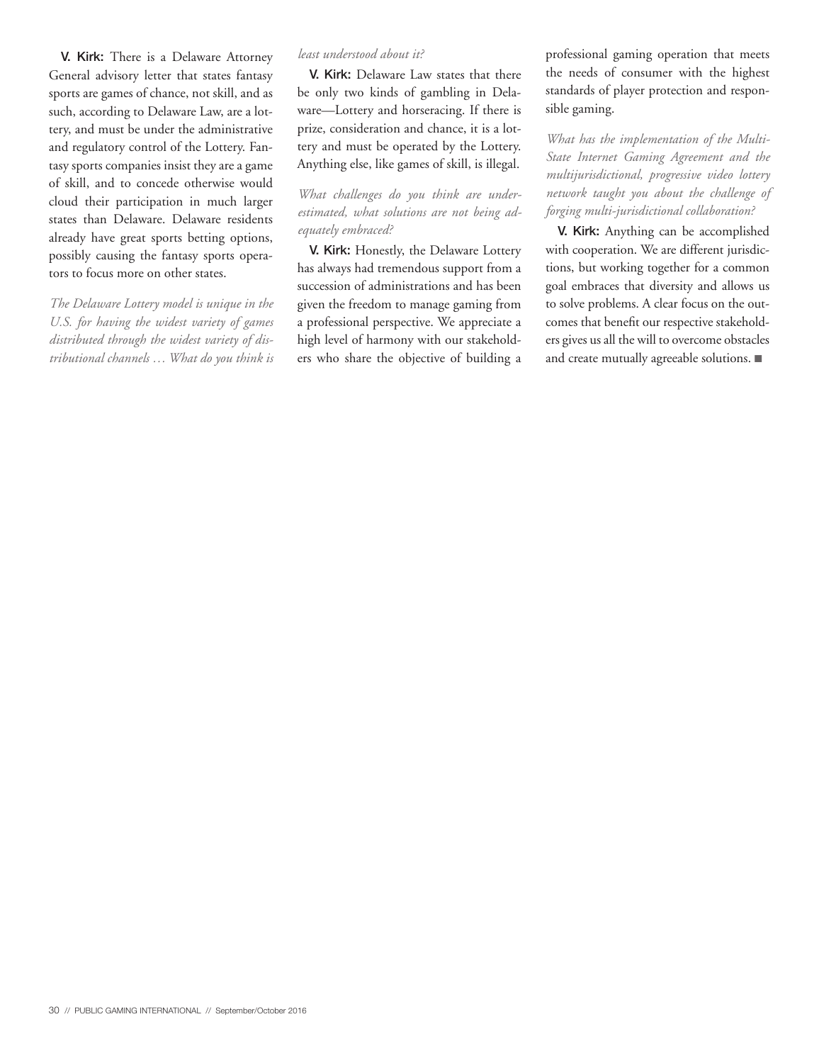**V. Kirk:** There is a Delaware Attorney General advisory letter that states fantasy sports are games of chance, not skill, and as such, according to Delaware Law, are a lottery, and must be under the administrative and regulatory control of the Lottery. Fantasy sports companies insist they are a game of skill, and to concede otherwise would cloud their participation in much larger states than Delaware. Delaware residents already have great sports betting options, possibly causing the fantasy sports operators to focus more on other states.

*The Delaware Lottery model is unique in the U.S. for having the widest variety of games distributed through the widest variety of distributional channels … What do you think is least understood about it?*

**V. Kirk:** Delaware Law states that there be only two kinds of gambling in Delaware—Lottery and horseracing. If there is prize, consideration and chance, it is a lottery and must be operated by the Lottery. Anything else, like games of skill, is illegal.

*What challenges do you think are underestimated, what solutions are not being adequately embraced?*

**V. Kirk:** Honestly, the Delaware Lottery has always had tremendous support from a succession of administrations and has been given the freedom to manage gaming from a professional perspective. We appreciate a high level of harmony with our stakeholders who share the objective of building a professional gaming operation that meets the needs of consumer with the highest standards of player protection and responsible gaming.

*What has the implementation of the Multi-State Internet Gaming Agreement and the multijurisdictional, progressive video lottery network taught you about the challenge of forging multi-jurisdictional collaboration?*

**V. Kirk:** Anything can be accomplished with cooperation. We are different jurisdictions, but working together for a common goal embraces that diversity and allows us to solve problems. A clear focus on the outcomes that benefit our respective stakeholders gives us all the will to overcome obstacles and create mutually agreeable solutions. ■